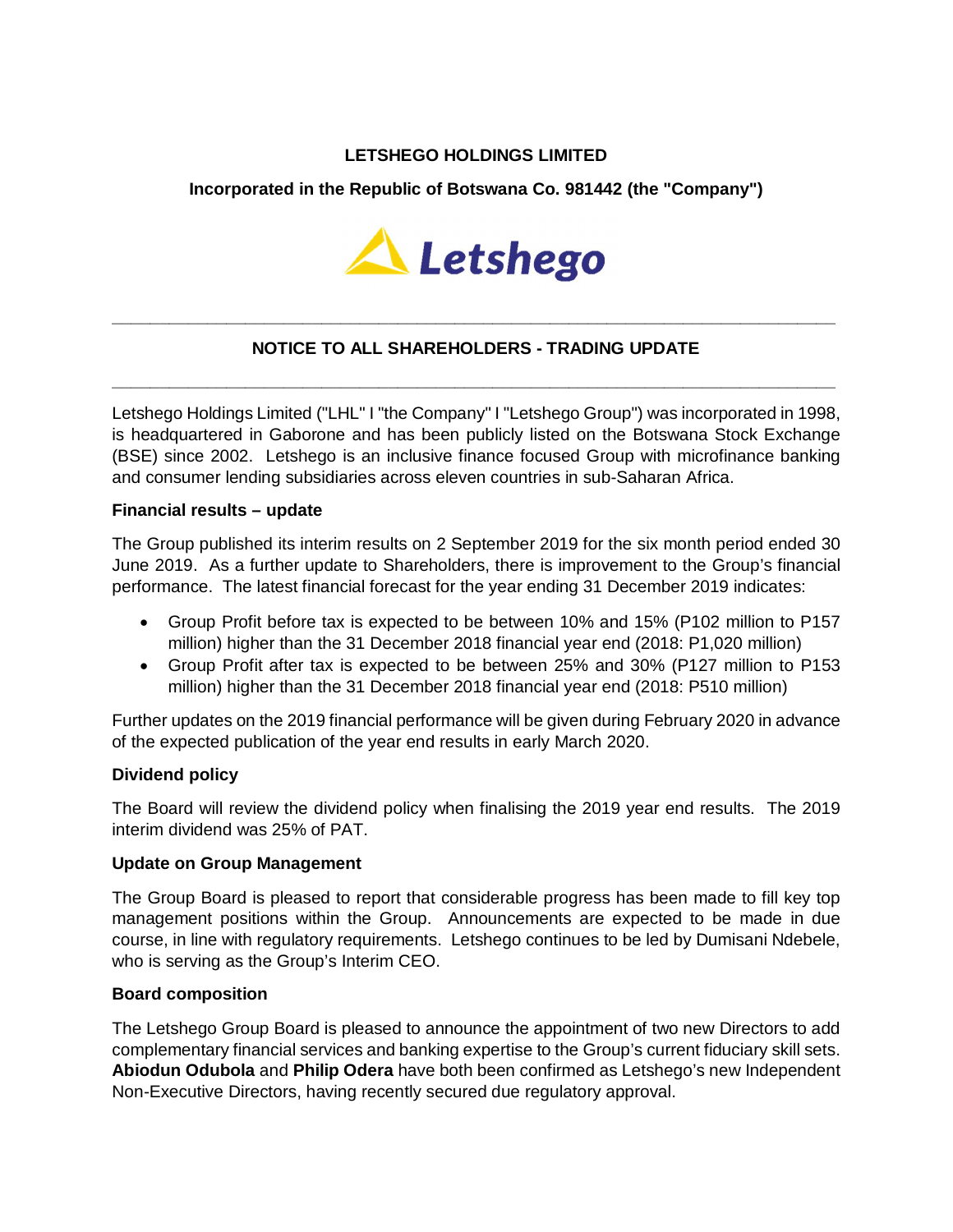**LETSHEGO HOLDINGS LIMITED**

**Incorporated in the Republic of Botswana Co. 981442 (the "Company")**

---

## NOTICE TO ALL SHAREHOLDERS - TRADING UPDATE

---

Letshego Holdings Limited ("LHL" I "the Company" I "Letshego Group") was incorporated in 1998, is headquartered in Gaborone and has been publicly listed on the Botswana Stock Exchange (BSE) since 2002. Letshego is an inclusive finance focused Group with microfinance banking and consumer lending subsidiaries across eleven countries in sub-Saharan Africa.

**Financial results – update**

The Group published its interim results on 2 September 2019 for the six month period ended 30 June 2019. As a further update to Shareholders, there is improvement to the Group's financial performance. The latest financial forecast for the year ending 31 December 2019 indicates:

- Group Profit before tax is expected to be between 10% and 15% (P102 million to P157 million) higher than the 31 December 2018 financial year end (2018: P1,020 million)
- Group Profit after tax is expected to be between 25% and 30% (P127 million to P153 million) higher than the 31 December 2018 financial year end (2018: P510 million)

Further updates on the 2019 financial performance will be given during February 2020 in advance of the expected publication of the year end results in early March 2020.

**Dividend policy**

The Board will review the dividend policy when finalising the 2019 year end results. The 2019 interim dividend was 25% of PAT.

**Update on Group Management**

The Group Board is pleased to report that considerable progress has been made to fill key top management positions within the Group. Announcements are expected to be made in due course, in line with regulatory requirements. Letshego continues to be led by Dumisani Ndebele, who is serving as the Group's Interim CEO.

**Board composition**

The Letshego Group Board is pleased to announce the appointment of two new Directors to add complementary financial services and banking expertise to the Group's current fiduciary skill sets. **Abiodun Odubola** and **Philip Odera** have both been confirmed as Letshego's new Independent Non-Executive Directors, having recently secured due regulatory approval.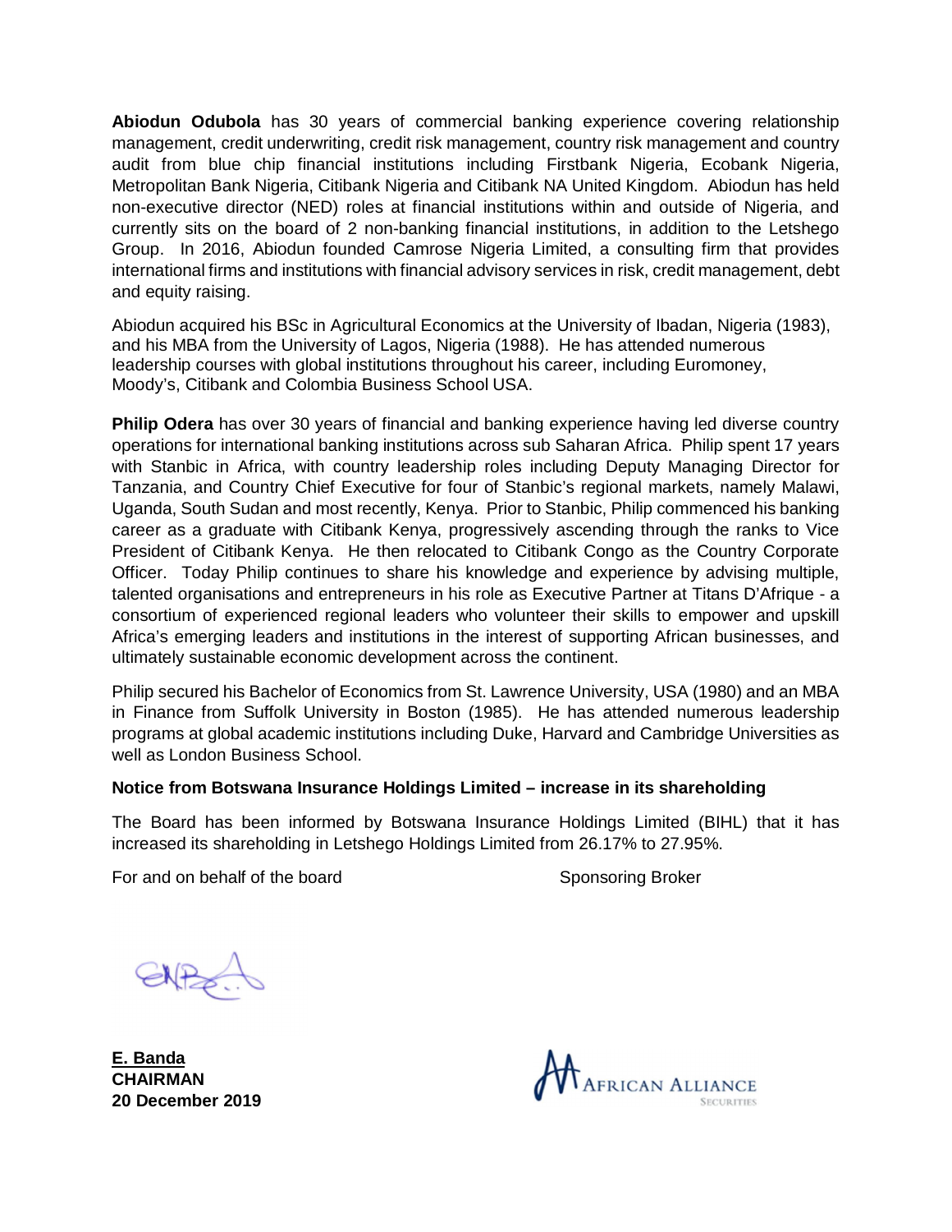**Abiodun Odubola** has 30 years of commercial banking experience covering relationship management, credit underwriting, credit risk management, country risk management and country audit from blue chip financial institutions including Firstbank Nigeria, Ecobank Nigeria, Metropolitan Bank Nigeria, Citibank Nigeria and Citibank NA United Kingdom. Abiodun has held non-executive director (NED) roles at financial institutions within and outside of Nigeria, and currently sits on the board of 2 non-banking financial institutions, in addition to the Letshego Group. In 2016, Abiodun founded Camrose Nigeria Limited, a consulting firm that provides international firms and institutions with financial advisory services in risk, credit management, debt and equity raising.

Abiodun acquired his BSc in Agricultural Economics at the University of Ibadan, Nigeria (1983), and his MBA from the University of Lagos, Nigeria (1988). He has attended numerous leadership courses with global institutions throughout his career, including Euromoney, Moody's, Citibank and Colombia Business School USA.

**Philip Odera** has over 30 years of financial and banking experience having led diverse country operations for international banking institutions across sub Saharan Africa. Philip spent 17 years with Stanbic in Africa, with country leadership roles including Deputy Managing Director for Tanzania, and Country Chief Executive for four of Stanbic's regional markets, namely Malawi, Uganda, South Sudan and most recently, Kenya. Prior to Stanbic, Philip commenced his banking career as a graduate with Citibank Kenya, progressively ascending through the ranks to Vice President of Citibank Kenya. He then relocated to Citibank Congo as the Country Corporate Officer. Today Philip continues to share his knowledge and experience by advising multiple, talented organisations and entrepreneurs in his role as Executive Partner at Titans D'Afrique - a consortium of experienced regional leaders who volunteer their skills to empower and upskill Africa's emerging leaders and institutions in the interest of supporting African businesses, and ultimately sustainable economic development across the continent.

Philip secured his Bachelor of Economics from St. Lawrence University, USA (1980) and an MBA in Finance from Suffolk University in Boston (1985). He has attended numerous leadership programs at global academic institutions including Duke, Harvard and Cambridge Universities as well as London Business School.

**Notice from Botswana Insurance Holdings Limited – increase in its shareholding**

The Board has been informed by Botswana Insurance Holdings Limited (BIHL) that it has increased its shareholding in Letshego Holdings Limited from 26.17% to 27.95%.

For and on behalf of the board

Sponsoring Broker

African Alliance Securities

**E. Banda**
**CHAIRMAN**
**20 December 2019**